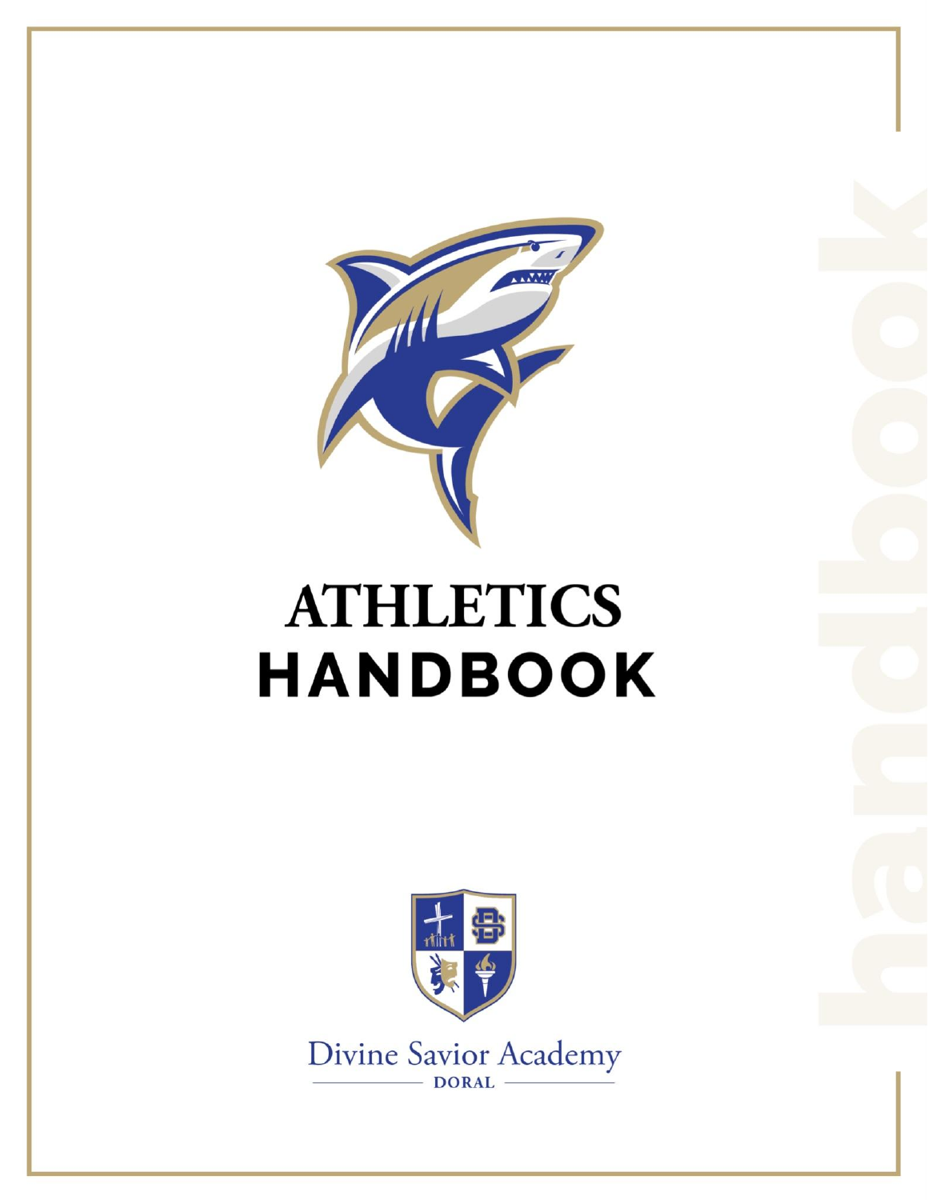# ATHLETICS HANDBOOK

Divine Savior Academy

DORAL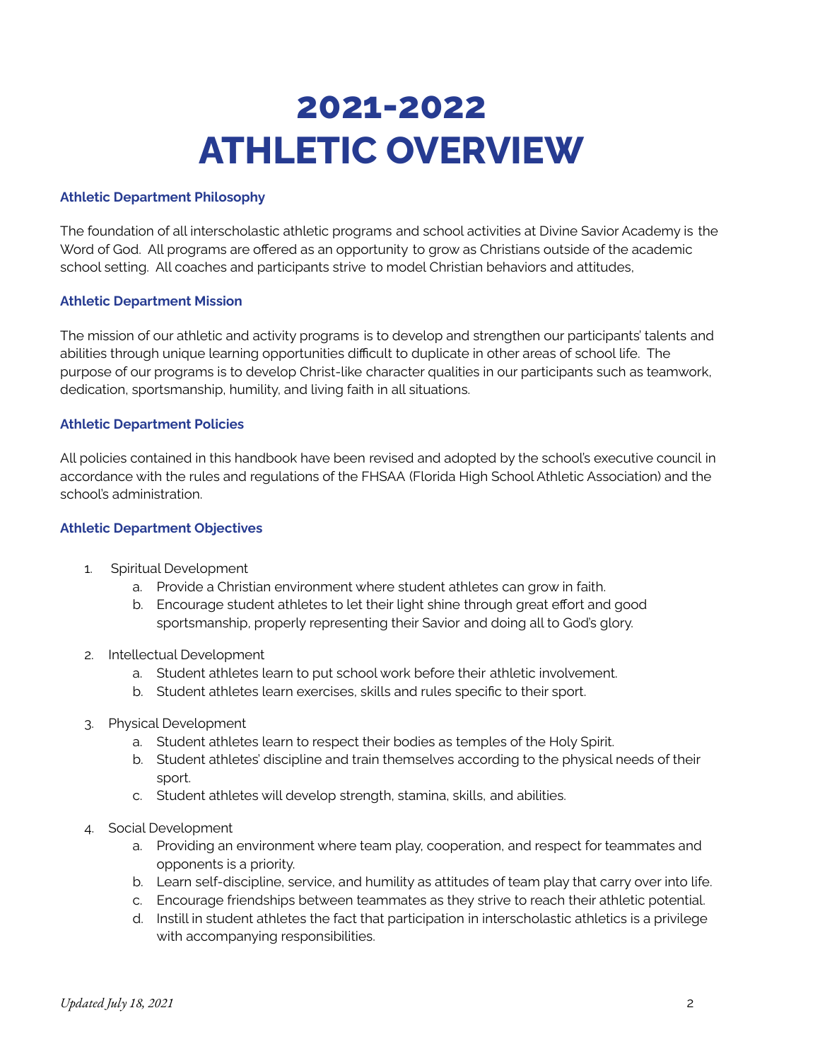# 2021-2022
# ATHLETIC OVERVIEW

### Athletic Department Philosophy

The foundation of all interscholastic athletic programs and school activities at Divine Savior Academy is the Word of God. All programs are offered as an opportunity to grow as Christians outside of the academic school setting. All coaches and participants strive to model Christian behaviors and attitudes,

### Athletic Department Mission

The mission of our athletic and activity programs is to develop and strengthen our participants' talents and abilities through unique learning opportunities difficult to duplicate in other areas of school life. The purpose of our programs is to develop Christ-like character qualities in our participants such as teamwork, dedication, sportsmanship, humility, and living faith in all situations.

### Athletic Department Policies

All policies contained in this handbook have been revised and adopted by the school's executive council in accordance with the rules and regulations of the FHSAA (Florida High School Athletic Association) and the school's administration.

### Athletic Department Objectives

1. Spiritual Development
   a. Provide a Christian environment where student athletes can grow in faith.
   b. Encourage student athletes to let their light shine through great effort and good sportsmanship, properly representing their Savior and doing all to God's glory.
2. Intellectual Development
   a. Student athletes learn to put school work before their athletic involvement.
   b. Student athletes learn exercises, skills and rules specific to their sport.
3. Physical Development
   a. Student athletes learn to respect their bodies as temples of the Holy Spirit.
   b. Student athletes' discipline and train themselves according to the physical needs of their sport.
   c. Student athletes will develop strength, stamina, skills, and abilities.
4. Social Development
   a. Providing an environment where team play, cooperation, and respect for teammates and opponents is a priority.
   b. Learn self-discipline, service, and humility as attitudes of team play that carry over into life.
   c. Encourage friendships between teammates as they strive to reach their athletic potential.
   d. Instill in student athletes the fact that participation in interscholastic athletics is a privilege with accompanying responsibilities.

*Updated July 18, 2021*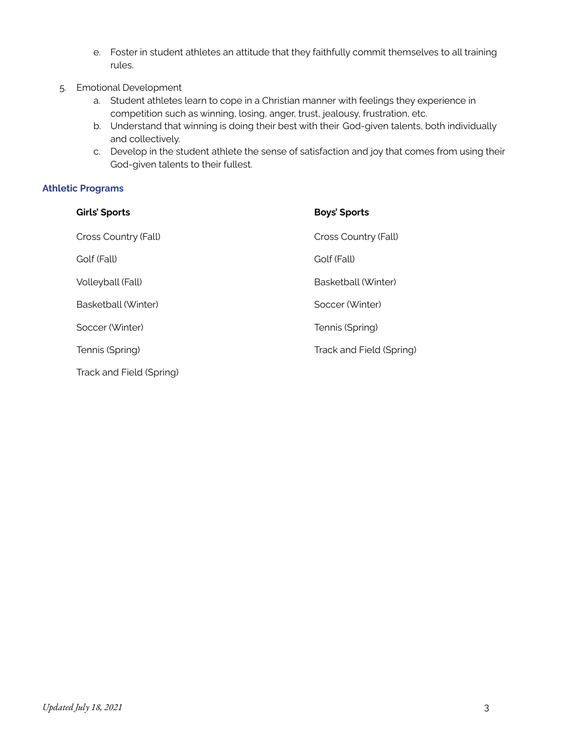e. Foster in student athletes an attitude that they faithfully commit themselves to all training rules.

5. Emotional Development
   a. Student athletes learn to cope in a Christian manner with feelings they experience in competition such as winning, losing, anger, trust, jealousy, frustration, etc.
   b. Understand that winning is doing their best with their God-given talents, both individually and collectively.
   c. Develop in the student athlete the sense of satisfaction and joy that comes from using their God-given talents to their fullest.

## Athletic Programs

| Girls' Sports | Boys' Sports |
|---|---|
| Cross Country (Fall) | Cross Country (Fall) |
| Golf (Fall) | Golf (Fall) |
| Volleyball (Fall) | Basketball (Winter) |
| Basketball (Winter) | Soccer (Winter) |
| Soccer (Winter) | Tennis (Spring) |
| Tennis (Spring) | Track and Field (Spring) |
| Track and Field (Spring) | |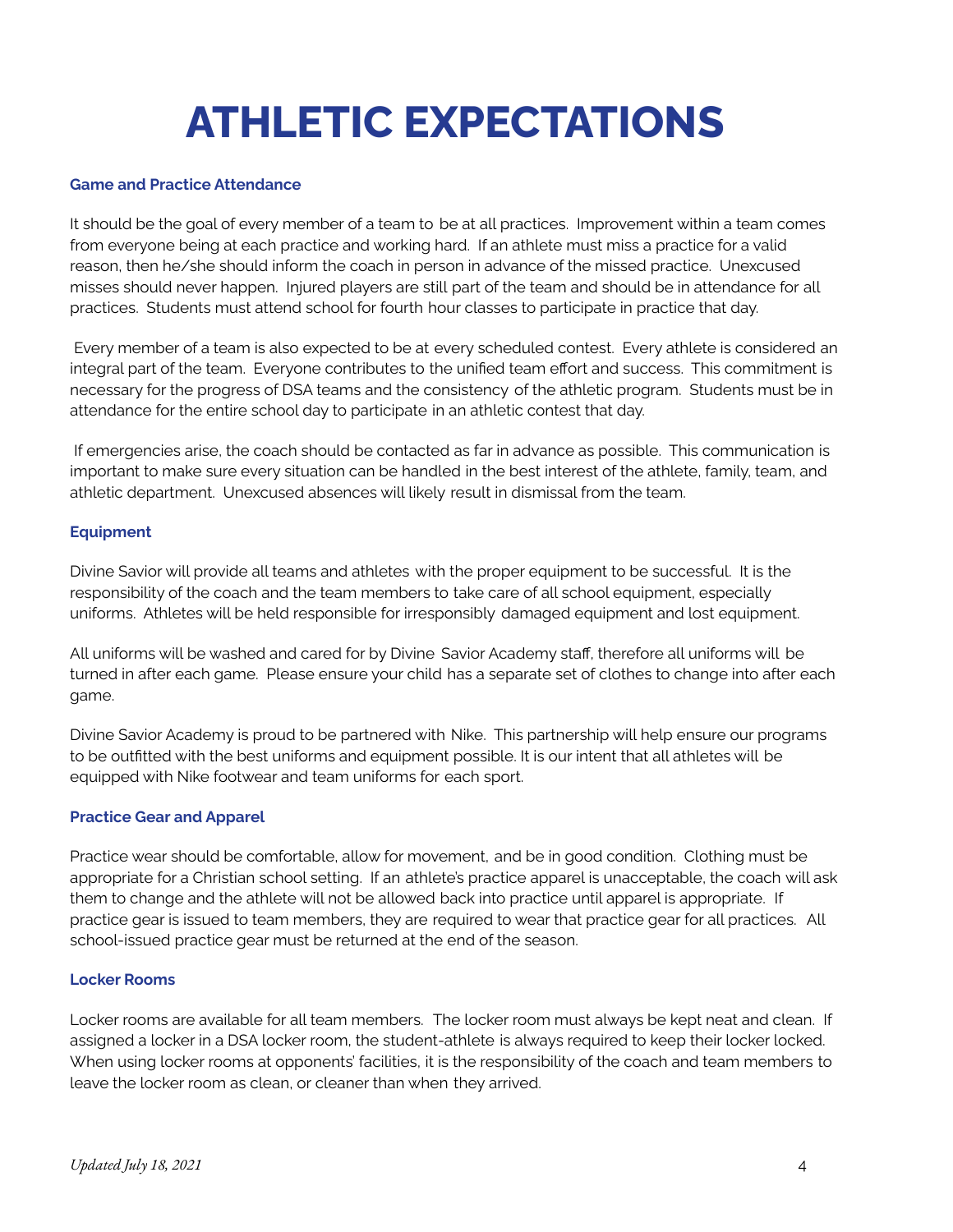# ATHLETIC EXPECTATIONS

### Game and Practice Attendance

It should be the goal of every member of a team to be at all practices. Improvement within a team comes from everyone being at each practice and working hard. If an athlete must miss a practice for a valid reason, then he/she should inform the coach in person in advance of the missed practice. Unexcused misses should never happen. Injured players are still part of the team and should be in attendance for all practices. Students must attend school for fourth hour classes to participate in practice that day.

Every member of a team is also expected to be at every scheduled contest. Every athlete is considered an integral part of the team. Everyone contributes to the unified team effort and success. This commitment is necessary for the progress of DSA teams and the consistency of the athletic program. Students must be in attendance for the entire school day to participate in an athletic contest that day.

If emergencies arise, the coach should be contacted as far in advance as possible. This communication is important to make sure every situation can be handled in the best interest of the athlete, family, team, and athletic department. Unexcused absences will likely result in dismissal from the team.

### Equipment

Divine Savior will provide all teams and athletes with the proper equipment to be successful. It is the responsibility of the coach and the team members to take care of all school equipment, especially uniforms. Athletes will be held responsible for irresponsibly damaged equipment and lost equipment.

All uniforms will be washed and cared for by Divine Savior Academy staff, therefore all uniforms will be turned in after each game. Please ensure your child has a separate set of clothes to change into after each game.

Divine Savior Academy is proud to be partnered with Nike. This partnership will help ensure our programs to be outfitted with the best uniforms and equipment possible. It is our intent that all athletes will be equipped with Nike footwear and team uniforms for each sport.

### Practice Gear and Apparel

Practice wear should be comfortable, allow for movement, and be in good condition. Clothing must be appropriate for a Christian school setting. If an athlete's practice apparel is unacceptable, the coach will ask them to change and the athlete will not be allowed back into practice until apparel is appropriate. If practice gear is issued to team members, they are required to wear that practice gear for all practices. All school-issued practice gear must be returned at the end of the season.

### Locker Rooms

Locker rooms are available for all team members. The locker room must always be kept neat and clean. If assigned a locker in a DSA locker room, the student-athlete is always required to keep their locker locked. When using locker rooms at opponents' facilities, it is the responsibility of the coach and team members to leave the locker room as clean, or cleaner than when they arrived.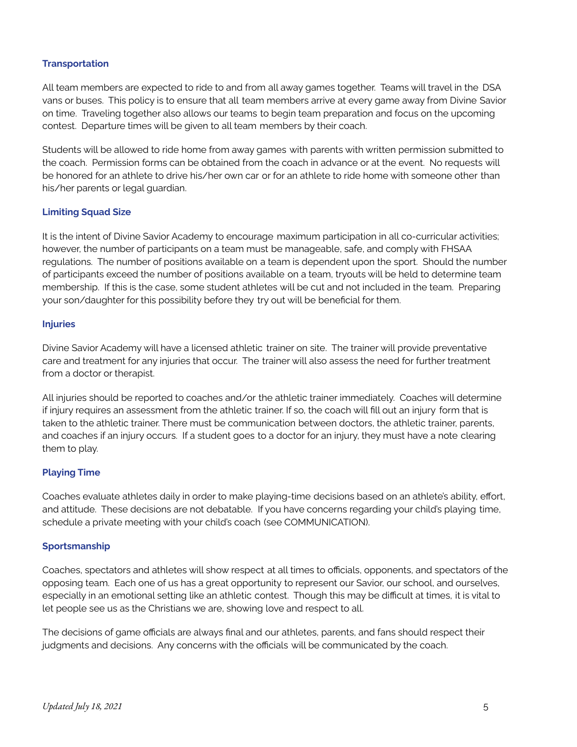### Transportation

All team members are expected to ride to and from all away games together. Teams will travel in the DSA vans or buses. This policy is to ensure that all team members arrive at every game away from Divine Savior on time. Traveling together also allows our teams to begin team preparation and focus on the upcoming contest. Departure times will be given to all team members by their coach.

Students will be allowed to ride home from away games with parents with written permission submitted to the coach. Permission forms can be obtained from the coach in advance or at the event. No requests will be honored for an athlete to drive his/her own car or for an athlete to ride home with someone other than his/her parents or legal guardian.

### Limiting Squad Size

It is the intent of Divine Savior Academy to encourage maximum participation in all co-curricular activities; however, the number of participants on a team must be manageable, safe, and comply with FHSAA regulations. The number of positions available on a team is dependent upon the sport. Should the number of participants exceed the number of positions available on a team, tryouts will be held to determine team membership. If this is the case, some student athletes will be cut and not included in the team. Preparing your son/daughter for this possibility before they try out will be beneficial for them.

### Injuries

Divine Savior Academy will have a licensed athletic trainer on site. The trainer will provide preventative care and treatment for any injuries that occur. The trainer will also assess the need for further treatment from a doctor or therapist.

All injuries should be reported to coaches and/or the athletic trainer immediately. Coaches will determine if injury requires an assessment from the athletic trainer. If so, the coach will fill out an injury form that is taken to the athletic trainer. There must be communication between doctors, the athletic trainer, parents, and coaches if an injury occurs. If a student goes to a doctor for an injury, they must have a note clearing them to play.

### Playing Time

Coaches evaluate athletes daily in order to make playing-time decisions based on an athlete's ability, effort, and attitude. These decisions are not debatable. If you have concerns regarding your child's playing time, schedule a private meeting with your child's coach (see COMMUNICATION).

### Sportsmanship

Coaches, spectators and athletes will show respect at all times to officials, opponents, and spectators of the opposing team. Each one of us has a great opportunity to represent our Savior, our school, and ourselves, especially in an emotional setting like an athletic contest. Though this may be difficult at times, it is vital to let people see us as the Christians we are, showing love and respect to all.

The decisions of game officials are always final and our athletes, parents, and fans should respect their judgments and decisions. Any concerns with the officials will be communicated by the coach.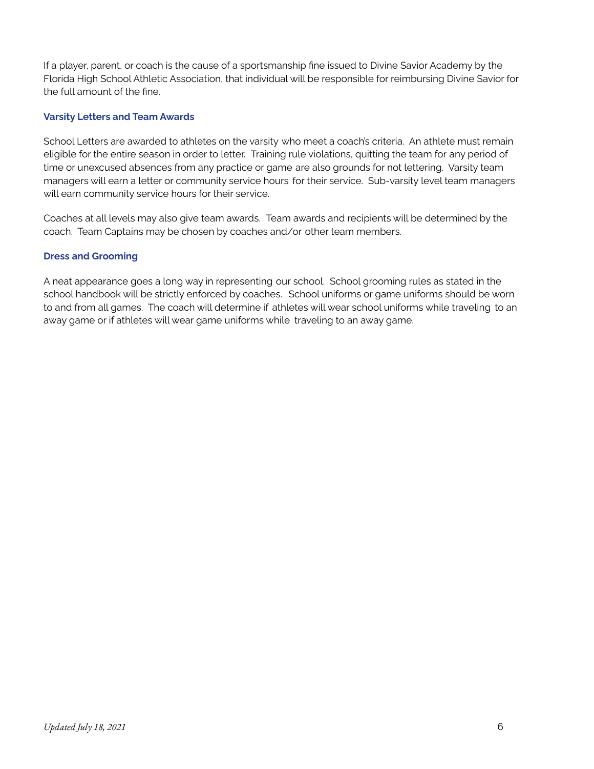If a player, parent, or coach is the cause of a sportsmanship fine issued to Divine Savior Academy by the Florida High School Athletic Association, that individual will be responsible for reimbursing Divine Savior for the full amount of the fine.

### Varsity Letters and Team Awards

School Letters are awarded to athletes on the varsity who meet a coach's criteria. An athlete must remain eligible for the entire season in order to letter. Training rule violations, quitting the team for any period of time or unexcused absences from any practice or game are also grounds for not lettering. Varsity team managers will earn a letter or community service hours for their service. Sub-varsity level team managers will earn community service hours for their service.

Coaches at all levels may also give team awards. Team awards and recipients will be determined by the coach. Team Captains may be chosen by coaches and/or other team members.

### Dress and Grooming

A neat appearance goes a long way in representing our school. School grooming rules as stated in the school handbook will be strictly enforced by coaches. School uniforms or game uniforms should be worn to and from all games. The coach will determine if athletes will wear school uniforms while traveling to an away game or if athletes will wear game uniforms while traveling to an away game.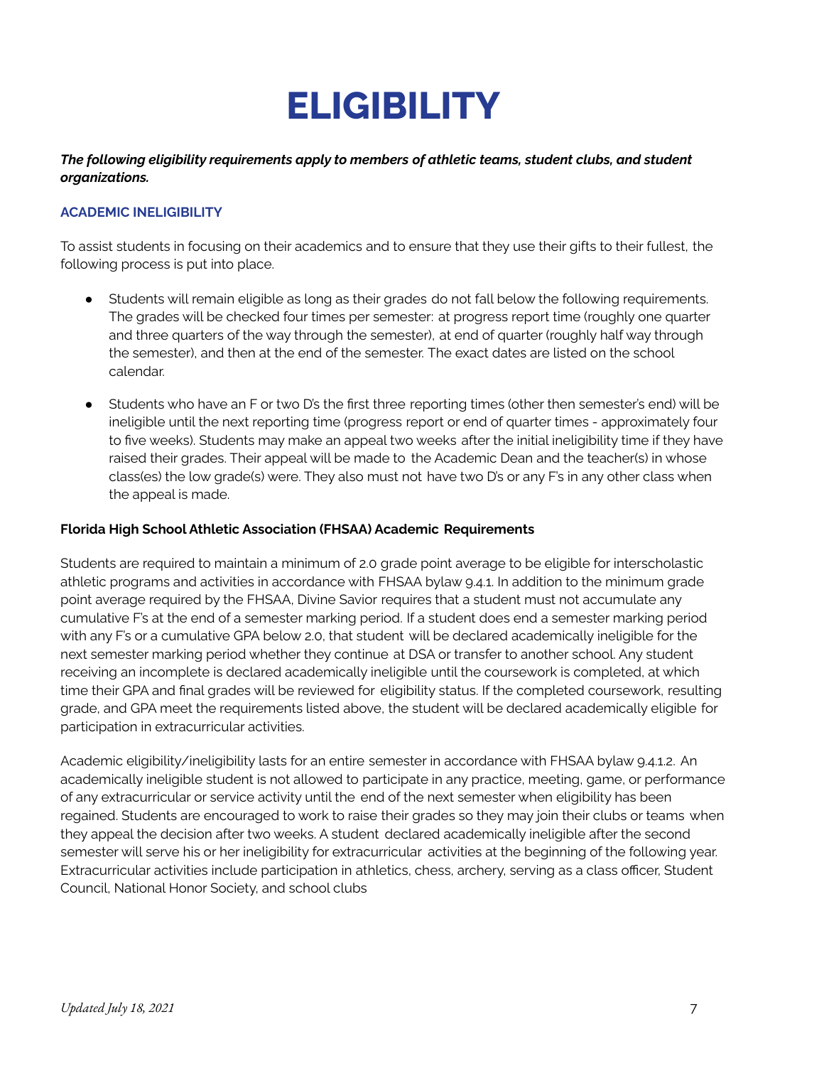# ELIGIBILITY

***The following eligibility requirements apply to members of athletic teams, student clubs, and student organizations.***

### ACADEMIC INELIGIBILITY

To assist students in focusing on their academics and to ensure that they use their gifts to their fullest, the following process is put into place.

- Students will remain eligible as long as their grades do not fall below the following requirements. The grades will be checked four times per semester: at progress report time (roughly one quarter and three quarters of the way through the semester), at end of quarter (roughly half way through the semester), and then at the end of the semester. The exact dates are listed on the school calendar.
- Students who have an F or two D's the first three reporting times (other then semester's end) will be ineligible until the next reporting time (progress report or end of quarter times - approximately four to five weeks). Students may make an appeal two weeks after the initial ineligibility time if they have raised their grades. Their appeal will be made to the Academic Dean and the teacher(s) in whose class(es) the low grade(s) were. They also must not have two D's or any F's in any other class when the appeal is made.

**Florida High School Athletic Association (FHSAA) Academic Requirements**

Students are required to maintain a minimum of 2.0 grade point average to be eligible for interscholastic athletic programs and activities in accordance with FHSAA bylaw 9.4.1. In addition to the minimum grade point average required by the FHSAA, Divine Savior requires that a student must not accumulate any cumulative F's at the end of a semester marking period. If a student does end a semester marking period with any F's or a cumulative GPA below 2.0, that student will be declared academically ineligible for the next semester marking period whether they continue at DSA or transfer to another school. Any student receiving an incomplete is declared academically ineligible until the coursework is completed, at which time their GPA and final grades will be reviewed for eligibility status. If the completed coursework, resulting grade, and GPA meet the requirements listed above, the student will be declared academically eligible for participation in extracurricular activities.

Academic eligibility/ineligibility lasts for an entire semester in accordance with FHSAA bylaw 9.4.1.2. An academically ineligible student is not allowed to participate in any practice, meeting, game, or performance of any extracurricular or service activity until the end of the next semester when eligibility has been regained. Students are encouraged to work to raise their grades so they may join their clubs or teams when they appeal the decision after two weeks. A student declared academically ineligible after the second semester will serve his or her ineligibility for extracurricular activities at the beginning of the following year. Extracurricular activities include participation in athletics, chess, archery, serving as a class officer, Student Council, National Honor Society, and school clubs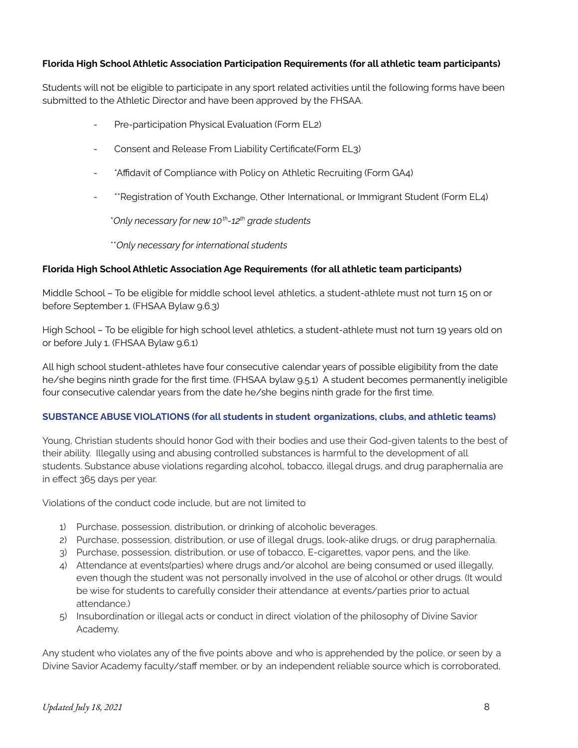**Florida High School Athletic Association Participation Requirements (for all athletic team participants)**

Students will not be eligible to participate in any sport related activities until the following forms have been submitted to the Athletic Director and have been approved by the FHSAA.

- Pre-participation Physical Evaluation (Form EL2)
- Consent and Release From Liability Certificate(Form EL3)
- *Affidavit of Compliance with Policy on Athletic Recruiting (Form GA4)
- **Registration of Youth Exchange, Other International, or Immigrant Student (Form EL4)

*\*Only necessary for new 10th-12th grade students*

*\*\*Only necessary for international students*

**Florida High School Athletic Association Age Requirements (for all athletic team participants)**

Middle School – To be eligible for middle school level athletics, a student-athlete must not turn 15 on or before September 1. (FHSAA Bylaw 9.6.3)

High School – To be eligible for high school level athletics, a student-athlete must not turn 19 years old on or before July 1. (FHSAA Bylaw 9.6.1)

All high school student-athletes have four consecutive calendar years of possible eligibility from the date he/she begins ninth grade for the first time. (FHSAA bylaw 9.5.1) A student becomes permanently ineligible four consecutive calendar years from the date he/she begins ninth grade for the first time.

**SUBSTANCE ABUSE VIOLATIONS (for all students in student organizations, clubs, and athletic teams)**

Young, Christian students should honor God with their bodies and use their God-given talents to the best of their ability. Illegally using and abusing controlled substances is harmful to the development of all students. Substance abuse violations regarding alcohol, tobacco, illegal drugs, and drug paraphernalia are in effect 365 days per year.

Violations of the conduct code include, but are not limited to

1) Purchase, possession, distribution, or drinking of alcoholic beverages.
2) Purchase, possession, distribution, or use of illegal drugs, look-alike drugs, or drug paraphernalia.
3) Purchase, possession, distribution, or use of tobacco, E-cigarettes, vapor pens, and the like.
4) Attendance at events(parties) where drugs and/or alcohol are being consumed or used illegally, even though the student was not personally involved in the use of alcohol or other drugs. (It would be wise for students to carefully consider their attendance at events/parties prior to actual attendance.)
5) Insubordination or illegal acts or conduct in direct violation of the philosophy of Divine Savior Academy.

Any student who violates any of the five points above and who is apprehended by the police, or seen by a Divine Savior Academy faculty/staff member, or by an independent reliable source which is corroborated,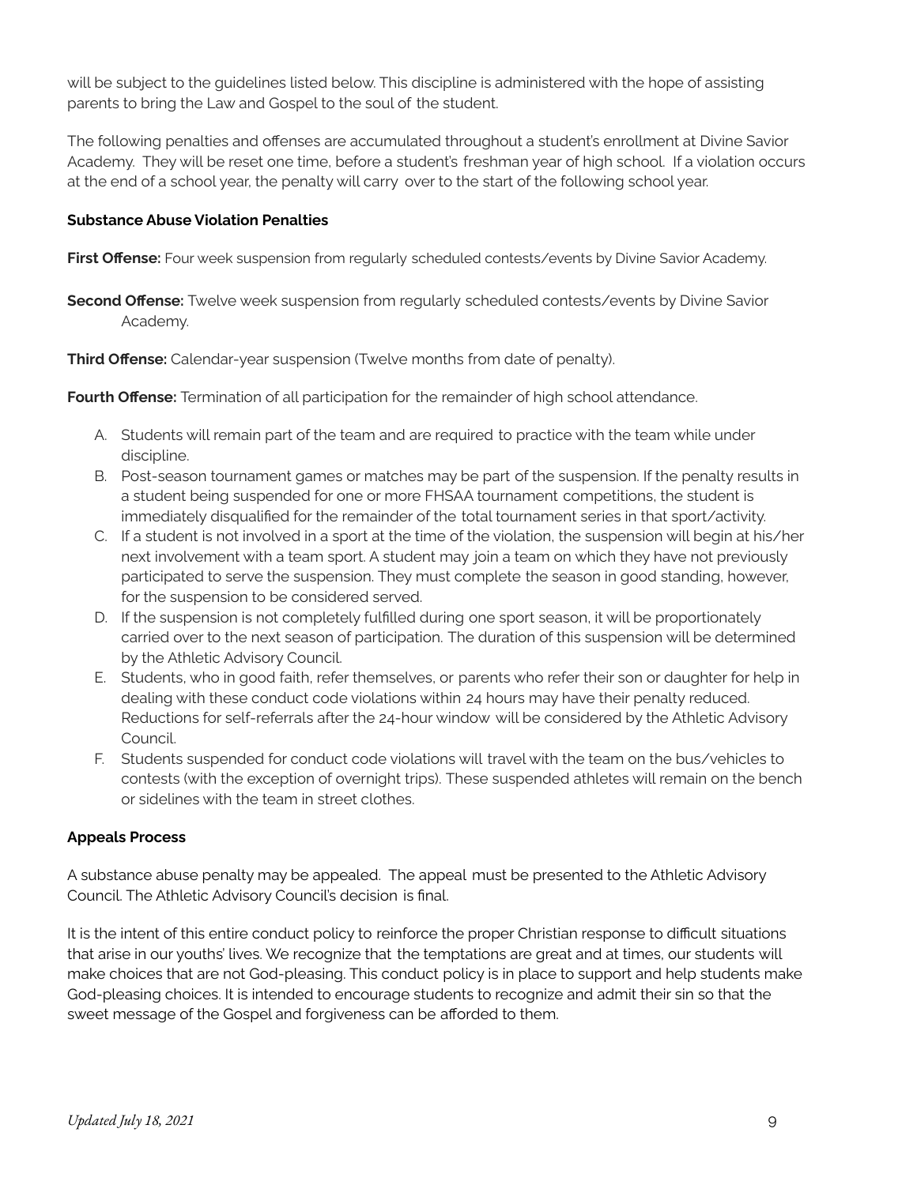will be subject to the guidelines listed below. This discipline is administered with the hope of assisting parents to bring the Law and Gospel to the soul of the student.

The following penalties and offenses are accumulated throughout a student's enrollment at Divine Savior Academy. They will be reset one time, before a student's freshman year of high school. If a violation occurs at the end of a school year, the penalty will carry over to the start of the following school year.

**Substance Abuse Violation Penalties**

**First Offense:** Four week suspension from regularly scheduled contests/events by Divine Savior Academy.

**Second Offense:** Twelve week suspension from regularly scheduled contests/events by Divine Savior Academy.

**Third Offense:** Calendar-year suspension (Twelve months from date of penalty).

**Fourth Offense:** Termination of all participation for the remainder of high school attendance.

A. Students will remain part of the team and are required to practice with the team while under discipline.
B. Post-season tournament games or matches may be part of the suspension. If the penalty results in a student being suspended for one or more FHSAA tournament competitions, the student is immediately disqualified for the remainder of the total tournament series in that sport/activity.
C. If a student is not involved in a sport at the time of the violation, the suspension will begin at his/her next involvement with a team sport. A student may join a team on which they have not previously participated to serve the suspension. They must complete the season in good standing, however, for the suspension to be considered served.
D. If the suspension is not completely fulfilled during one sport season, it will be proportionately carried over to the next season of participation. The duration of this suspension will be determined by the Athletic Advisory Council.
E. Students, who in good faith, refer themselves, or parents who refer their son or daughter for help in dealing with these conduct code violations within 24 hours may have their penalty reduced. Reductions for self-referrals after the 24-hour window will be considered by the Athletic Advisory Council.
F. Students suspended for conduct code violations will travel with the team on the bus/vehicles to contests (with the exception of overnight trips). These suspended athletes will remain on the bench or sidelines with the team in street clothes.

**Appeals Process**

A substance abuse penalty may be appealed. The appeal must be presented to the Athletic Advisory Council. The Athletic Advisory Council's decision is final.

It is the intent of this entire conduct policy to reinforce the proper Christian response to difficult situations that arise in our youths' lives. We recognize that the temptations are great and at times, our students will make choices that are not God-pleasing. This conduct policy is in place to support and help students make God-pleasing choices. It is intended to encourage students to recognize and admit their sin so that the sweet message of the Gospel and forgiveness can be afforded to them.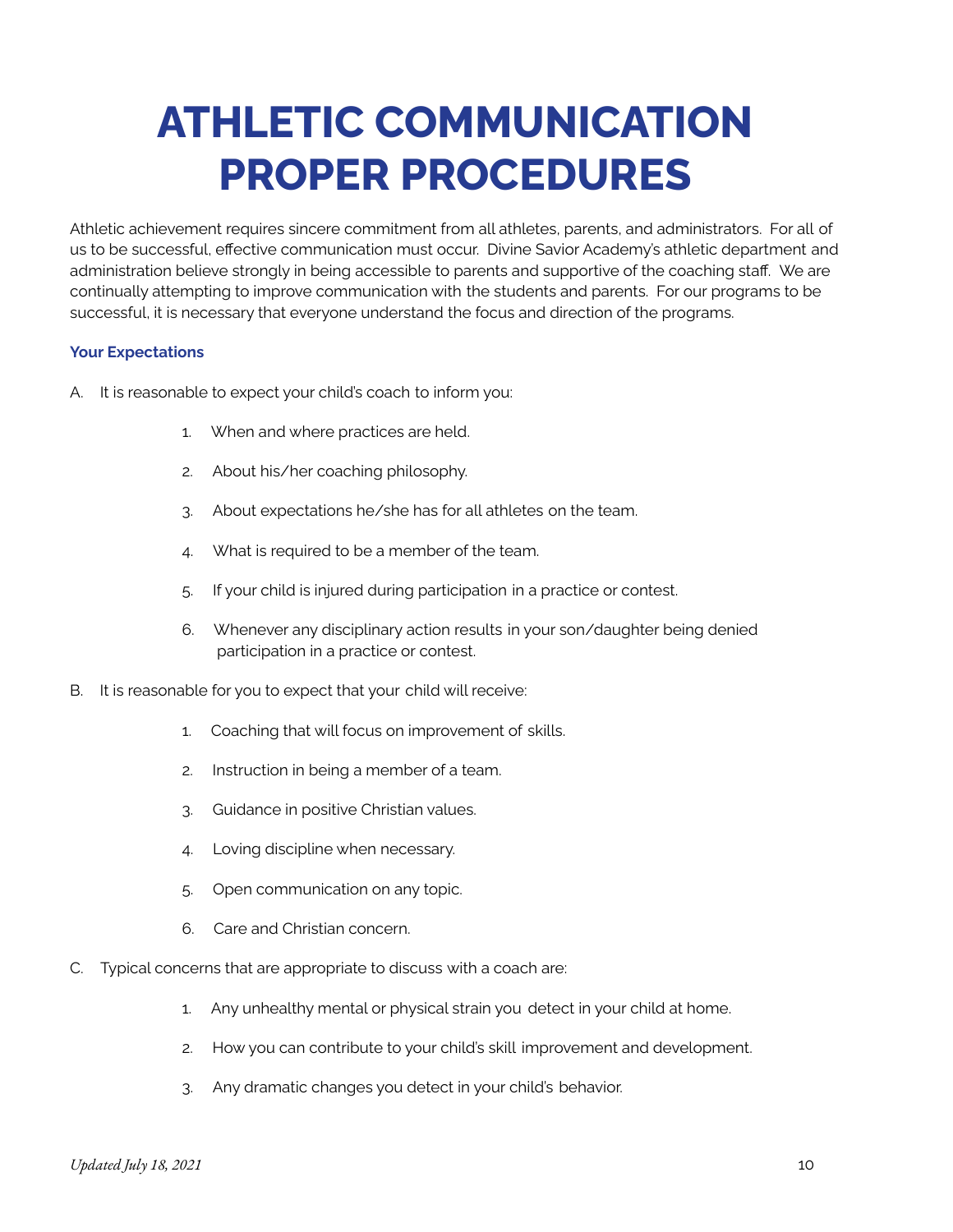# ATHLETIC COMMUNICATION PROPER PROCEDURES

Athletic achievement requires sincere commitment from all athletes, parents, and administrators. For all of us to be successful, effective communication must occur. Divine Savior Academy's athletic department and administration believe strongly in being accessible to parents and supportive of the coaching staff. We are continually attempting to improve communication with the students and parents. For our programs to be successful, it is necessary that everyone understand the focus and direction of the programs.

**Your Expectations**

A. It is reasonable to expect your child's coach to inform you:

1. When and where practices are held.
2. About his/her coaching philosophy.
3. About expectations he/she has for all athletes on the team.
4. What is required to be a member of the team.
5. If your child is injured during participation in a practice or contest.
6. Whenever any disciplinary action results in your son/daughter being denied participation in a practice or contest.

B. It is reasonable for you to expect that your child will receive:

1. Coaching that will focus on improvement of skills.
2. Instruction in being a member of a team.
3. Guidance in positive Christian values.
4. Loving discipline when necessary.
5. Open communication on any topic.
6. Care and Christian concern.

C. Typical concerns that are appropriate to discuss with a coach are:

1. Any unhealthy mental or physical strain you detect in your child at home.
2. How you can contribute to your child's skill improvement and development.
3. Any dramatic changes you detect in your child's behavior.

*Updated July 18, 2021*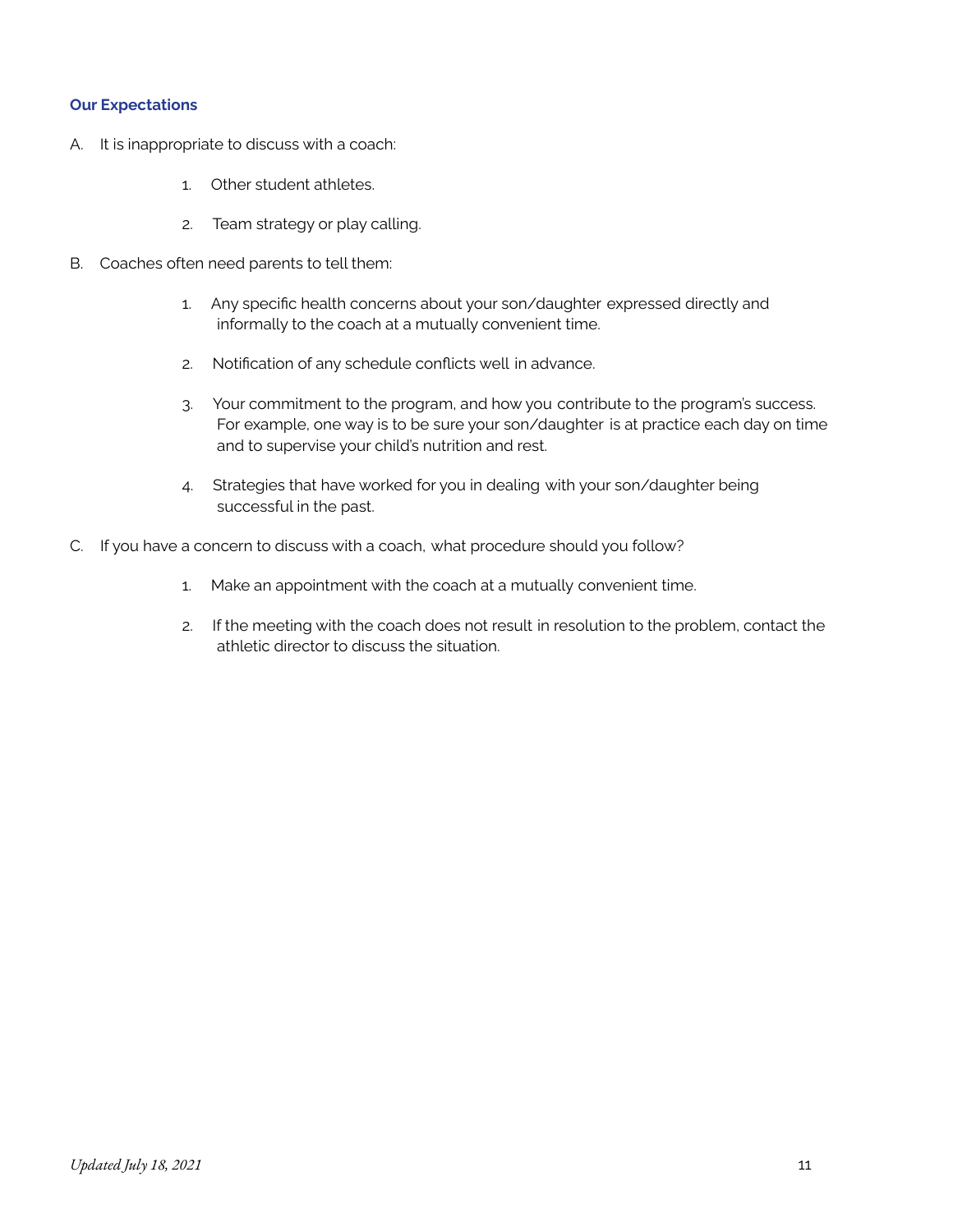### Our Expectations

A. It is inappropriate to discuss with a coach:

   1. Other student athletes.
   2. Team strategy or play calling.

B. Coaches often need parents to tell them:

   1. Any specific health concerns about your son/daughter expressed directly and informally to the coach at a mutually convenient time.
   2. Notification of any schedule conflicts well in advance.
   3. Your commitment to the program, and how you contribute to the program's success. For example, one way is to be sure your son/daughter is at practice each day on time and to supervise your child's nutrition and rest.
   4. Strategies that have worked for you in dealing with your son/daughter being successful in the past.

C. If you have a concern to discuss with a coach, what procedure should you follow?

   1. Make an appointment with the coach at a mutually convenient time.
   2. If the meeting with the coach does not result in resolution to the problem, contact the athletic director to discuss the situation.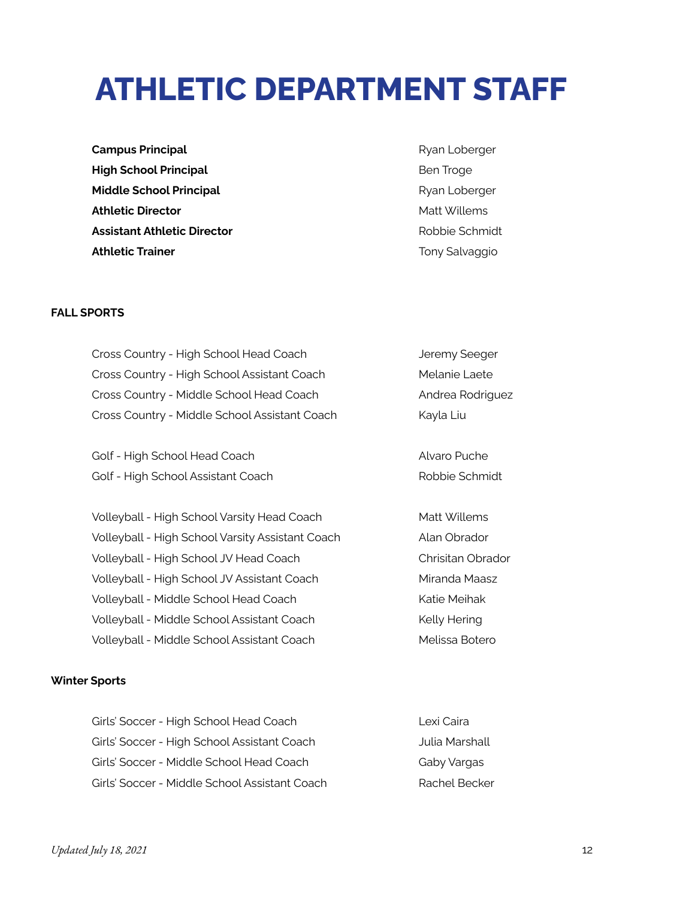# ATHLETIC DEPARTMENT STAFF

| | |
|---|---|
| **Campus Principal** | Ryan Loberger |
| **High School Principal** | Ben Troge |
| **Middle School Principal** | Ryan Loberger |
| **Athletic Director** | Matt Willems |
| **Assistant Athletic Director** | Robbie Schmidt |
| **Athletic Trainer** | Tony Salvaggio |

**FALL SPORTS**

| | |
|---|---|
| Cross Country - High School Head Coach | Jeremy Seeger |
| Cross Country - High School Assistant Coach | Melanie Laete |
| Cross Country - Middle School Head Coach | Andrea Rodriguez |
| Cross Country - Middle School Assistant Coach | Kayla Liu |
| Golf - High School Head Coach | Alvaro Puche |
| Golf - High School Assistant Coach | Robbie Schmidt |
| Volleyball - High School Varsity Head Coach | Matt Willems |
| Volleyball - High School Varsity Assistant Coach | Alan Obrador |
| Volleyball - High School JV Head Coach | Chrisitan Obrador |
| Volleyball - High School JV Assistant Coach | Miranda Maasz |
| Volleyball - Middle School Head Coach | Katie Meihak |
| Volleyball - Middle School Assistant Coach | Kelly Hering |
| Volleyball - Middle School Assistant Coach | Melissa Botero |

**Winter Sports**

| | |
|---|---|
| Girls' Soccer - High School Head Coach | Lexi Caira |
| Girls' Soccer - High School Assistant Coach | Julia Marshall |
| Girls' Soccer - Middle School Head Coach | Gaby Vargas |
| Girls' Soccer - Middle School Assistant Coach | Rachel Becker |

*Updated July 18, 2021*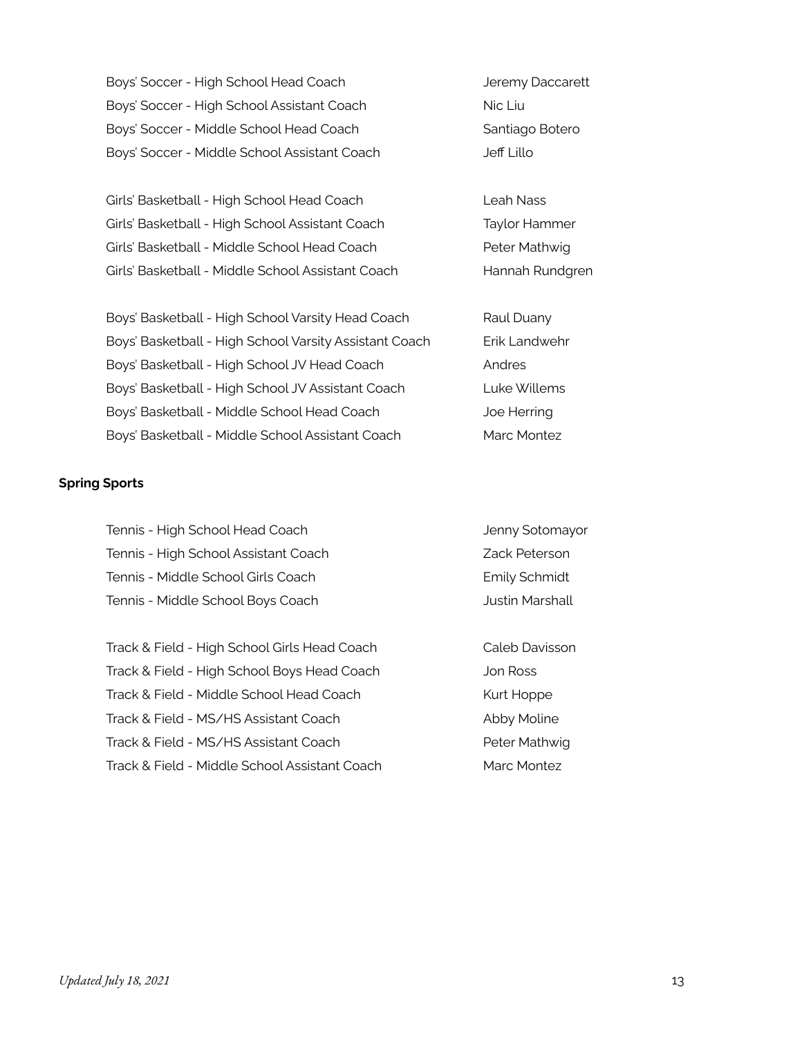| | |
|---|---|
| Boys' Soccer - High School Head Coach | Jeremy Daccarett |
| Boys' Soccer - High School Assistant Coach | Nic Liu |
| Boys' Soccer - Middle School Head Coach | Santiago Botero |
| Boys' Soccer - Middle School Assistant Coach | Jeff Lillo |

| | |
|---|---|
| Girls' Basketball - High School Head Coach | Leah Nass |
| Girls' Basketball - High School Assistant Coach | Taylor Hammer |
| Girls' Basketball - Middle School Head Coach | Peter Mathwig |
| Girls' Basketball - Middle School Assistant Coach | Hannah Rundgren |

| | |
|---|---|
| Boys' Basketball - High School Varsity Head Coach | Raul Duany |
| Boys' Basketball - High School Varsity Assistant Coach | Erik Landwehr |
| Boys' Basketball - High School JV Head Coach | Andres |
| Boys' Basketball - High School JV Assistant Coach | Luke Willems |
| Boys' Basketball - Middle School Head Coach | Joe Herring |
| Boys' Basketball - Middle School Assistant Coach | Marc Montez |

**Spring Sports**

| | |
|---|---|
| Tennis - High School Head Coach | Jenny Sotomayor |
| Tennis - High School Assistant Coach | Zack Peterson |
| Tennis - Middle School Girls Coach | Emily Schmidt |
| Tennis - Middle School Boys Coach | Justin Marshall |

| | |
|---|---|
| Track & Field - High School Girls Head Coach | Caleb Davisson |
| Track & Field - High School Boys Head Coach | Jon Ross |
| Track & Field - Middle School Head Coach | Kurt Hoppe |
| Track & Field - MS/HS Assistant Coach | Abby Moline |
| Track & Field - MS/HS Assistant Coach | Peter Mathwig |
| Track & Field - Middle School Assistant Coach | Marc Montez |

*Updated July 18, 2021*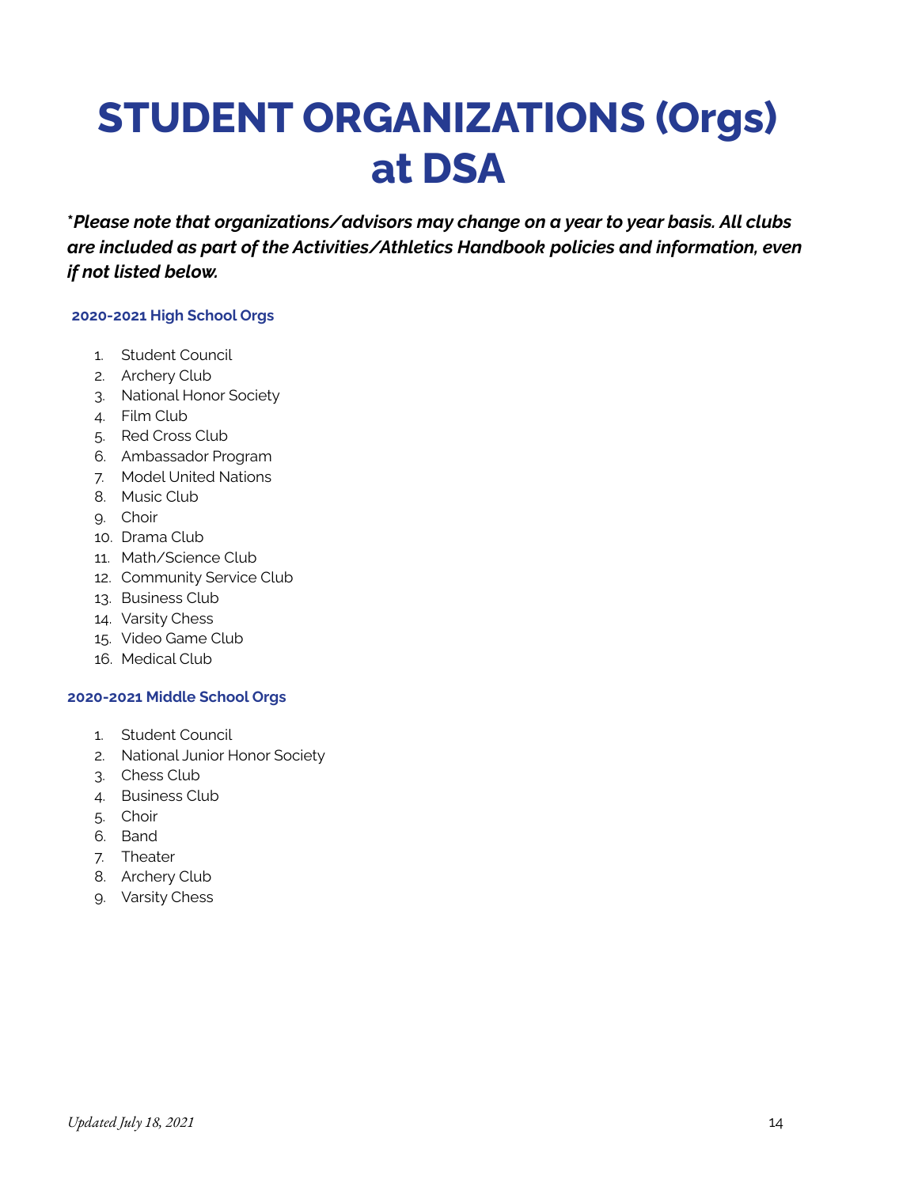# STUDENT ORGANIZATIONS (Orgs) at DSA

***Please note that organizations/advisors may change on a year to year basis. All clubs are included as part of the Activities/Athletics Handbook policies and information, even if not listed below.***

### 2020-2021 High School Orgs

1. Student Council
2. Archery Club
3. National Honor Society
4. Film Club
5. Red Cross Club
6. Ambassador Program
7. Model United Nations
8. Music Club
9. Choir
10. Drama Club
11. Math/Science Club
12. Community Service Club
13. Business Club
14. Varsity Chess
15. Video Game Club
16. Medical Club

### 2020-2021 Middle School Orgs

1. Student Council
2. National Junior Honor Society
3. Chess Club
4. Business Club
5. Choir
6. Band
7. Theater
8. Archery Club
9. Varsity Chess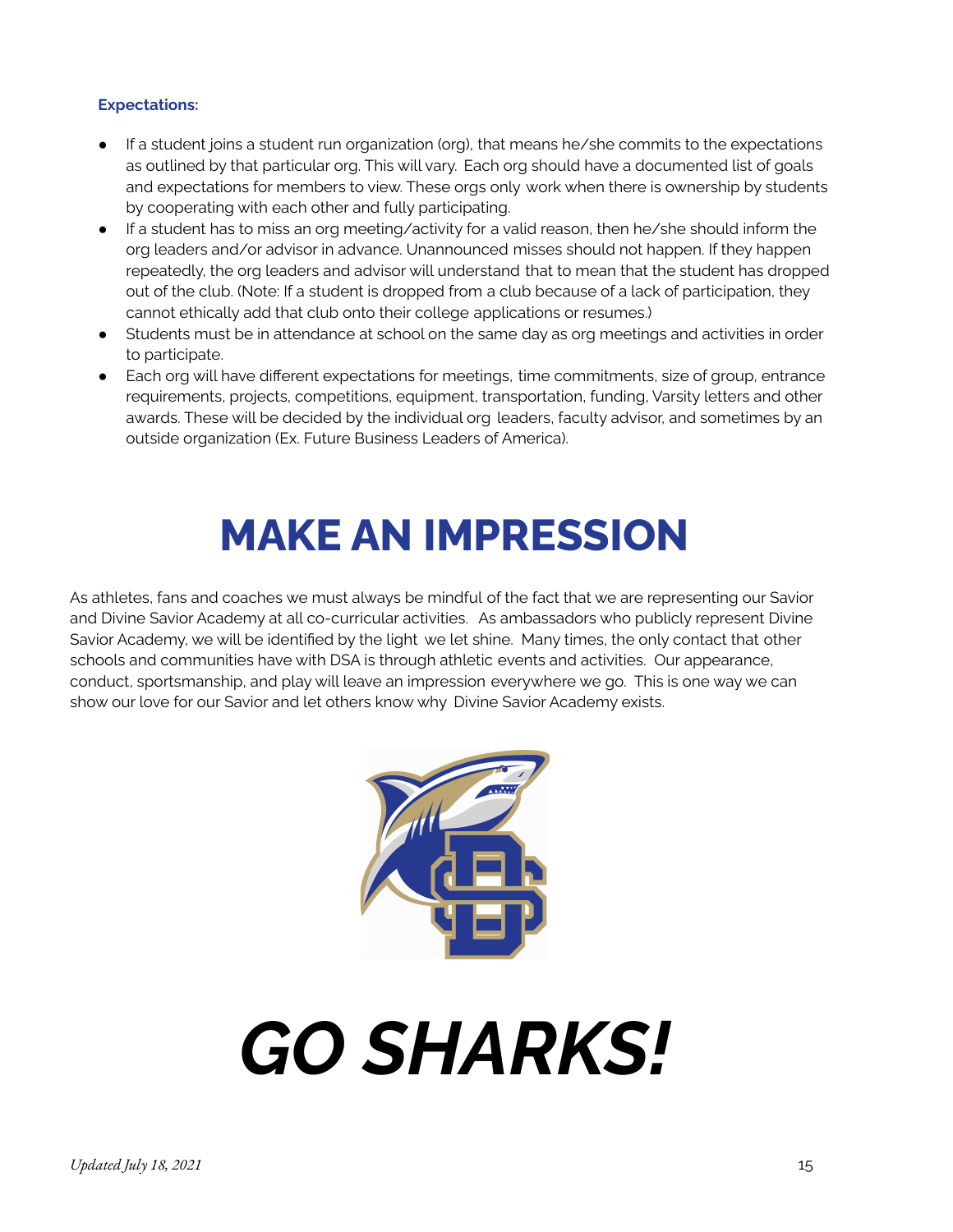**Expectations:**

- If a student joins a student run organization (org), that means he/she commits to the expectations as outlined by that particular org. This will vary. Each org should have a documented list of goals and expectations for members to view. These orgs only work when there is ownership by students by cooperating with each other and fully participating.
- If a student has to miss an org meeting/activity for a valid reason, then he/she should inform the org leaders and/or advisor in advance. Unannounced misses should not happen. If they happen repeatedly, the org leaders and advisor will understand that to mean that the student has dropped out of the club. (Note: If a student is dropped from a club because of a lack of participation, they cannot ethically add that club onto their college applications or resumes.)
- Students must be in attendance at school on the same day as org meetings and activities in order to participate.
- Each org will have different expectations for meetings, time commitments, size of group, entrance requirements, projects, competitions, equipment, transportation, funding, Varsity letters and other awards. These will be decided by the individual org leaders, faculty advisor, and sometimes by an outside organization (Ex. Future Business Leaders of America).

# MAKE AN IMPRESSION

As athletes, fans and coaches we must always be mindful of the fact that we are representing our Savior and Divine Savior Academy at all co-curricular activities. As ambassadors who publicly represent Divine Savior Academy, we will be identified by the light we let shine. Many times, the only contact that other schools and communities have with DSA is through athletic events and activities. Our appearance, conduct, sportsmanship, and play will leave an impression everywhere we go. This is one way we can show our love for our Savior and let others know why Divine Savior Academy exists.

# *GO SHARKS!*

*Updated July 18, 2021*